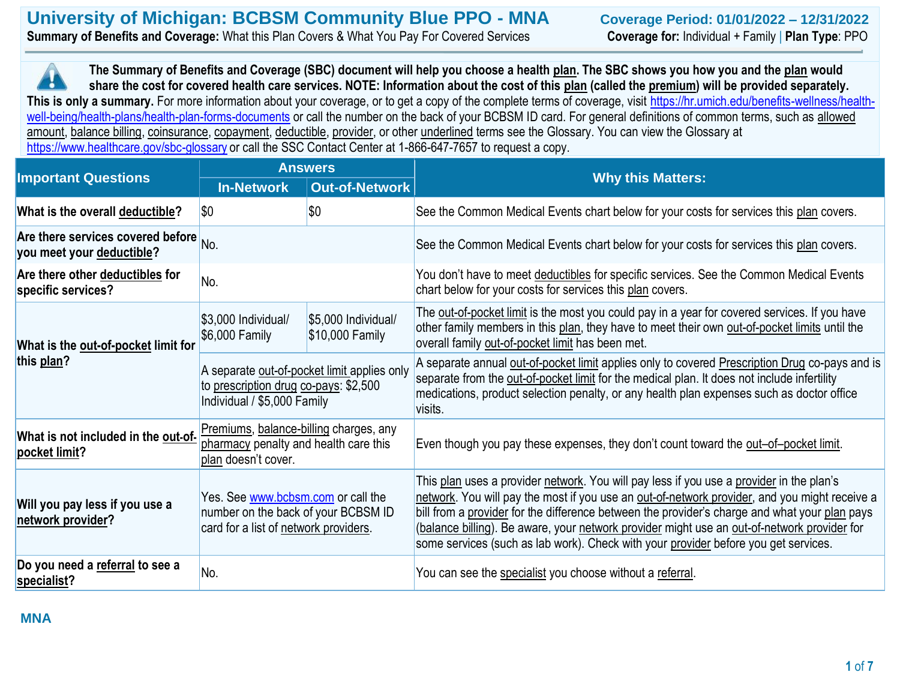# University of Michigan: BCBSM Community Blue PPO - MNA

**Coverage Period: 01/01/2022 – 12/31/2022**

**Summary of Benefits and Coverage:** What this Plan Covers & What You Pay For Covered Services

**Coverage for:** Individual + Family | **Plan Type**: PPO

**The Summary of Benefits and Coverage (SBC) document will help you choose a health plan. The SBC shows you how you and the plan would share the cost for covered health care services. NOTE: Information about the cost of this plan (called the premium) will be provided separately. This is only a summary.** For more information about your coverage, or to get a copy of the complete terms of coverage, visit https://hr.umich.edu/benefits-wellness/health-well-being/health-plans/health-plan-forms-documents or call the number on the back of your BCBSM ID card. For general definitions of common terms, such as allowed amount, balance billing, coinsurance, copayment, deductible, provider, or other underlined terms see the Glossary. You can view the Glossary at https://www.healthcare.gov/sbc-glossary or call the SSC Contact Center at 1-866-647-7657 to request a copy.

| Important Questions | Answers | | Why this Matters: |
|---|---|---|---|
| | In-Network | Out-of-Network | |
| **What is the overall deductible?** | $0 | $0 | See the Common Medical Events chart below for your costs for services this plan covers. |
| **Are there services covered before you meet your deductible?** | No. | | See the Common Medical Events chart below for your costs for services this plan covers. |
| **Are there other deductibles for specific services?** | No. | | You don't have to meet deductibles for specific services. See the Common Medical Events chart below for your costs for services this plan covers. |
| **What is the out-of-pocket limit for this plan?** | $3,000 Individual/ $6,000 Family | $5,000 Individual/ $10,000 Family | The out-of-pocket limit is the most you could pay in a year for covered services. If you have other family members in this plan, they have to meet their own out-of-pocket limits until the overall family out-of-pocket limit has been met. |
| | A separate out-of-pocket limit applies only to prescription drug co-pays: $2,500 Individual / $5,000 Family | | A separate annual out-of-pocket limit applies only to covered Prescription Drug co-pays and is separate from the out-of-pocket limit for the medical plan. It does not include infertility medications, product selection penalty, or any health plan expenses such as doctor office visits. |
| **What is not included in the out-of-pocket limit?** | Premiums, balance-billing charges, any pharmacy penalty and health care this plan doesn't cover. | | Even though you pay these expenses, they don't count toward the out–of–pocket limit. |
| **Will you pay less if you use a network provider?** | Yes. See www.bcbsm.com or call the number on the back of your BCBSM ID card for a list of network providers. | | This plan uses a provider network. You will pay less if you use a provider in the plan's network. You will pay the most if you use an out-of-network provider, and you might receive a bill from a provider for the difference between the provider's charge and what your plan pays (balance billing). Be aware, your network provider might use an out-of-network provider for some services (such as lab work). Check with your provider before you get services. |
| **Do you need a referral to see a specialist?** | No. | | You can see the specialist you choose without a referral. |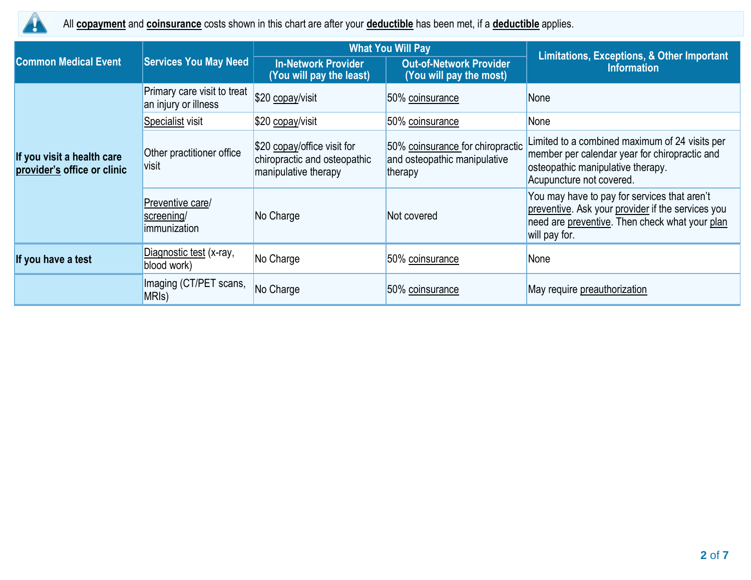All **copayment** and **coinsurance** costs shown in this chart are after your **deductible** has been met, if a **deductible** applies.

| Common Medical Event | Services You May Need | What You Will Pay | | Limitations, Exceptions, & Other Important Information |
|---|---|---|---|---|
| | | In-Network Provider (You will pay the least) | Out-of-Network Provider (You will pay the most) | |
| If you visit a health care provider's office or clinic | Primary care visit to treat an injury or illness | $20 copay/visit | 50% coinsurance | None |
| | Specialist visit | $20 copay/visit | 50% coinsurance | None |
| | Other practitioner office visit | $20 copay/office visit for chiropractic and osteopathic manipulative therapy | 50% coinsurance for chiropractic and osteopathic manipulative therapy | Limited to a combined maximum of 24 visits per member per calendar year for chiropractic and osteopathic manipulative therapy. Acupuncture not covered. |
| | Preventive care/ screening/ immunization | No Charge | Not covered | You may have to pay for services that aren't preventive. Ask your provider if the services you need are preventive. Then check what your plan will pay for. |
| If you have a test | Diagnostic test (x-ray, blood work) | No Charge | 50% coinsurance | None |
| | Imaging (CT/PET scans, MRIs) | No Charge | 50% coinsurance | May require preauthorization |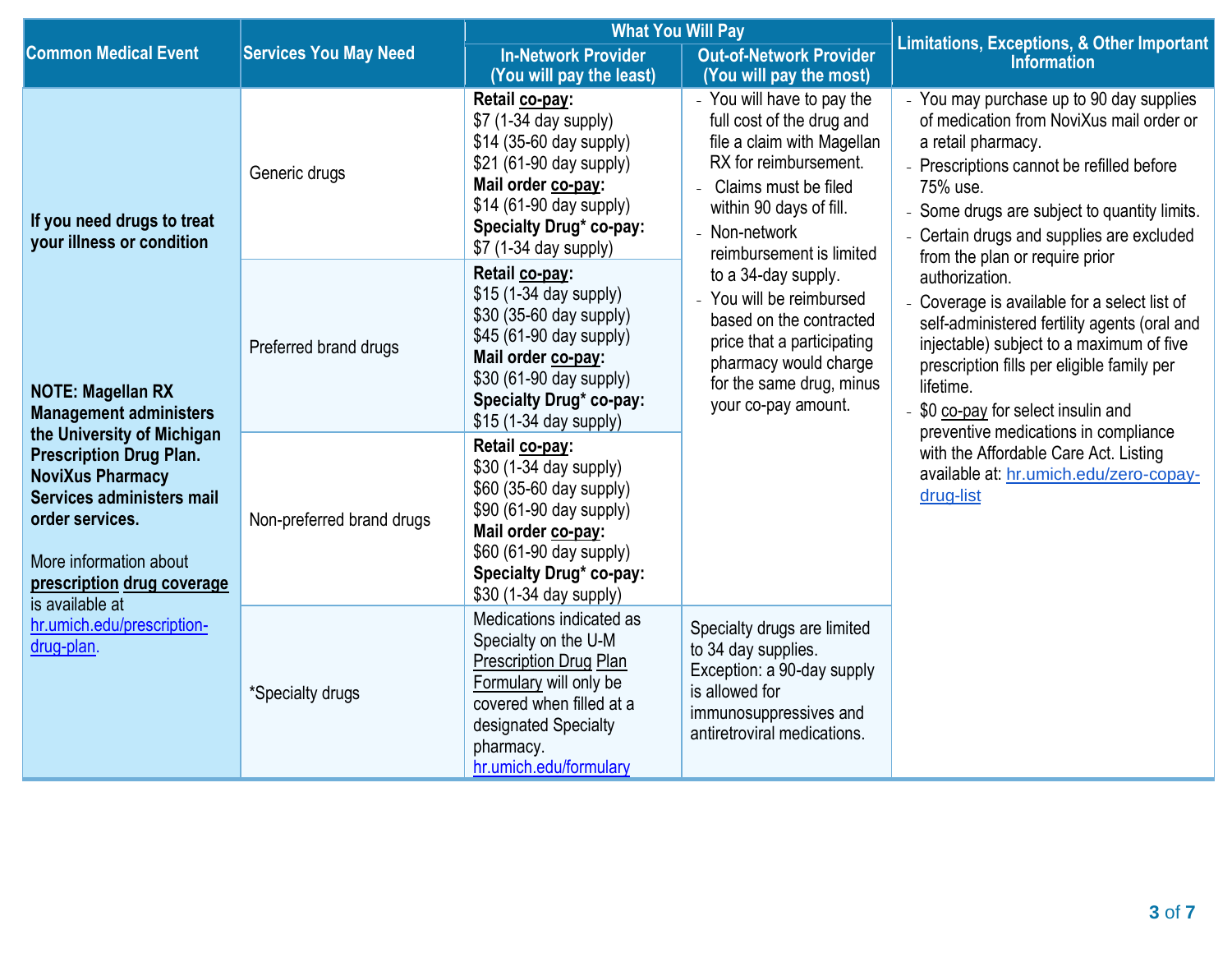| Common Medical Event | Services You May Need | What You Will Pay | | Limitations, Exceptions, & Other Important Information |
|---|---|---|---|---|
| | | In-Network Provider (You will pay the least) | Out-of-Network Provider (You will pay the most) | |
| **If you need drugs to treat your illness or condition**<br><br>**NOTE: Magellan RX Management administers the University of Michigan Prescription Drug Plan. NoviXus Pharmacy Services administers mail order services.**<br><br>More information about **prescription drug coverage** is available at hr.umich.edu/prescription-drug-plan. | Generic drugs | **Retail co-pay:**<br>$7 (1-34 day supply)<br>$14 (35-60 day supply)<br>$21 (61-90 day supply)<br>**Mail order co-pay:**<br>$14 (61-90 day supply)<br>**Specialty Drug* co-pay:**<br>$7 (1-34 day supply) | - You will have to pay the full cost of the drug and file a claim with Magellan RX for reimbursement.<br>- Claims must be filed within 90 days of fill.<br>- Non-network reimbursement is limited to a 34-day supply.<br>- You will be reimbursed based on the contracted price that a participating pharmacy would charge for the same drug, minus your co-pay amount. | - You may purchase up to 90 day supplies of medication from NoviXus mail order or a retail pharmacy.<br>- Prescriptions cannot be refilled before 75% use.<br>- Some drugs are subject to quantity limits.<br>- Certain drugs and supplies are excluded from the plan or require prior authorization.<br>- Coverage is available for a select list of self-administered fertility agents (oral and injectable) subject to a maximum of five prescription fills per eligible family per lifetime.<br>- $0 co-pay for select insulin and preventive medications in compliance with the Affordable Care Act. Listing available at: hr.umich.edu/zero-copay-drug-list |
| | Preferred brand drugs | **Retail co-pay:**<br>$15 (1-34 day supply)<br>$30 (35-60 day supply)<br>$45 (61-90 day supply)<br>**Mail order co-pay:**<br>$30 (61-90 day supply)<br>**Specialty Drug* co-pay:**<br>$15 (1-34 day supply) | | |
| | Non-preferred brand drugs | **Retail co-pay:**<br>$30 (1-34 day supply)<br>$60 (35-60 day supply)<br>$90 (61-90 day supply)<br>**Mail order co-pay:**<br>$60 (61-90 day supply)<br>**Specialty Drug* co-pay:**<br>$30 (1-34 day supply) | | |
| | *Specialty drugs | Medications indicated as Specialty on the U-M Prescription Drug Plan Formulary will only be covered when filled at a designated Specialty pharmacy.<br>hr.umich.edu/formulary | Specialty drugs are limited to 34 day supplies. Exception: a 90-day supply is allowed for immunosuppressives and antiretroviral medications. | |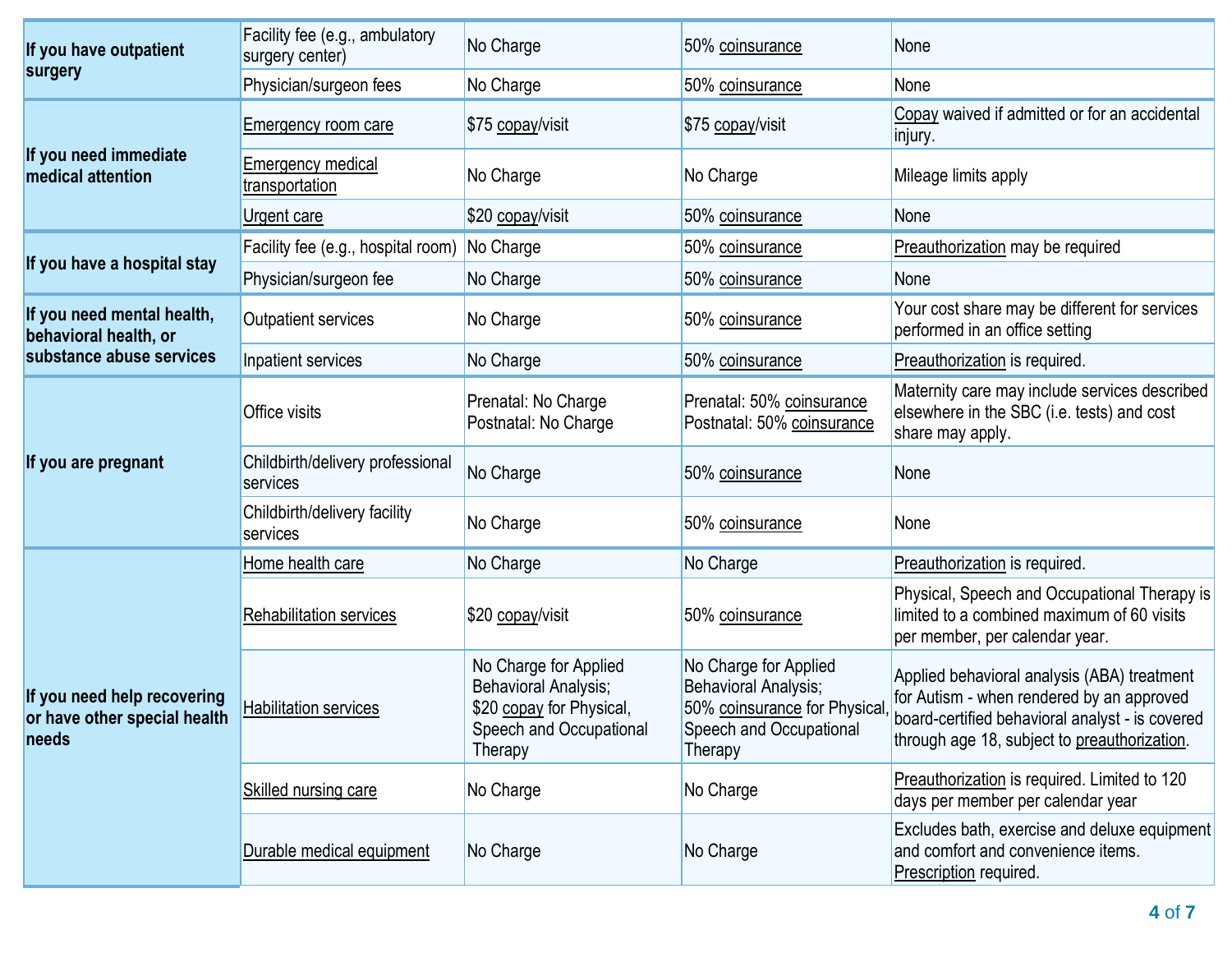| | | | | |
|---|---|---|---|---|
| If you have outpatient surgery | Facility fee (e.g., ambulatory surgery center) | No Charge | 50% coinsurance | None |
| | Physician/surgeon fees | No Charge | 50% coinsurance | None |
| If you need immediate medical attention | Emergency room care | $75 copay/visit | $75 copay/visit | Copay waived if admitted or for an accidental injury. |
| | Emergency medical transportation | No Charge | No Charge | Mileage limits apply |
| | Urgent care | $20 copay/visit | 50% coinsurance | None |
| If you have a hospital stay | Facility fee (e.g., hospital room) | No Charge | 50% coinsurance | Preauthorization may be required |
| | Physician/surgeon fee | No Charge | 50% coinsurance | None |
| If you need mental health, behavioral health, or substance abuse services | Outpatient services | No Charge | 50% coinsurance | Your cost share may be different for services performed in an office setting |
| | Inpatient services | No Charge | 50% coinsurance | Preauthorization is required. |
| If you are pregnant | Office visits | Prenatal: No Charge<br>Postnatal: No Charge | Prenatal: 50% coinsurance<br>Postnatal: 50% coinsurance | Maternity care may include services described elsewhere in the SBC (i.e. tests) and cost share may apply. |
| | Childbirth/delivery professional services | No Charge | 50% coinsurance | None |
| | Childbirth/delivery facility services | No Charge | 50% coinsurance | None |
| If you need help recovering or have other special health needs | Home health care | No Charge | No Charge | Preauthorization is required. |
| | Rehabilitation services | $20 copay/visit | 50% coinsurance | Physical, Speech and Occupational Therapy is limited to a combined maximum of 60 visits per member, per calendar year. |
| | Habilitation services | No Charge for Applied Behavioral Analysis;<br>$20 copay for Physical, Speech and Occupational Therapy | No Charge for Applied Behavioral Analysis;<br>50% coinsurance for Physical, Speech and Occupational Therapy | Applied behavioral analysis (ABA) treatment for Autism - when rendered by an approved board-certified behavioral analyst - is covered through age 18, subject to preauthorization. |
| | Skilled nursing care | No Charge | No Charge | Preauthorization is required. Limited to 120 days per member per calendar year |
| | Durable medical equipment | No Charge | No Charge | Excludes bath, exercise and deluxe equipment and comfort and convenience items. Prescription required. |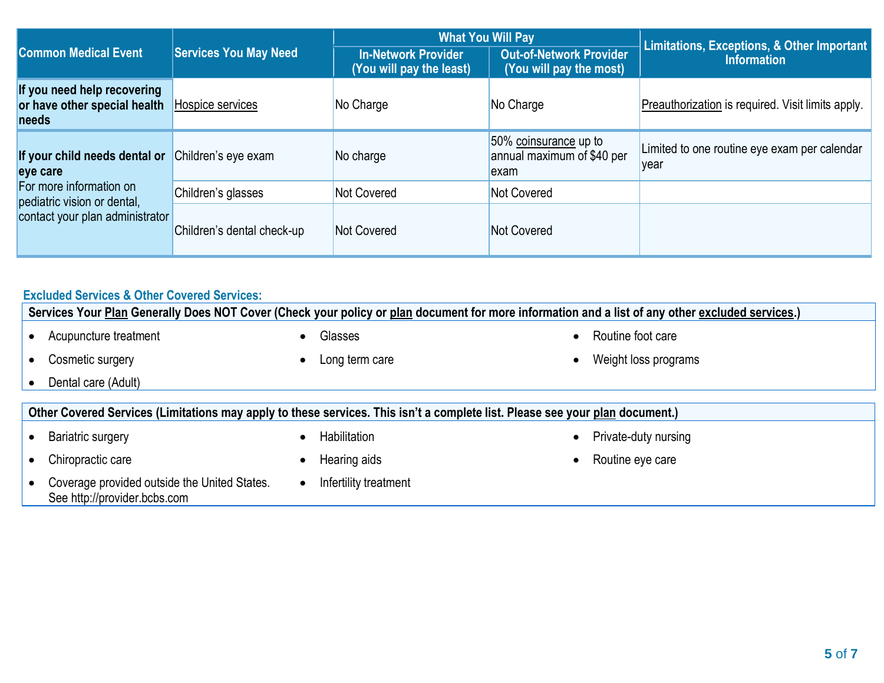| Common Medical Event | Services You May Need | What You Will Pay | | Limitations, Exceptions, & Other Important Information |
|---|---|---|---|---|
| | | In-Network Provider (You will pay the least) | Out-of-Network Provider (You will pay the most) | |
| **If you need help recovering or have other special health needs** | Hospice services | No Charge | No Charge | Preauthorization is required. Visit limits apply. |
| **If your child needs dental or eye care** For more information on pediatric vision or dental, contact your plan administrator | Children's eye exam | No charge | 50% coinsurance up to annual maximum of $40 per exam | Limited to one routine eye exam per calendar year |
| | Children's glasses | Not Covered | Not Covered | |
| | Children's dental check-up | Not Covered | Not Covered | |

## Excluded Services & Other Covered Services:

**Services Your Plan Generally Does NOT Cover (Check your policy or plan document for more information and a list of any other excluded services.)**

- Acupuncture treatment
- Cosmetic surgery
- Dental care (Adult)
- Glasses
- Long term care
- Routine foot care
- Weight loss programs

**Other Covered Services (Limitations may apply to these services. This isn't a complete list. Please see your plan document.)**

- Bariatric surgery
- Chiropractic care
- Coverage provided outside the United States. See http://provider.bcbs.com
- Habilitation
- Hearing aids
- Infertility treatment
- Private-duty nursing
- Routine eye care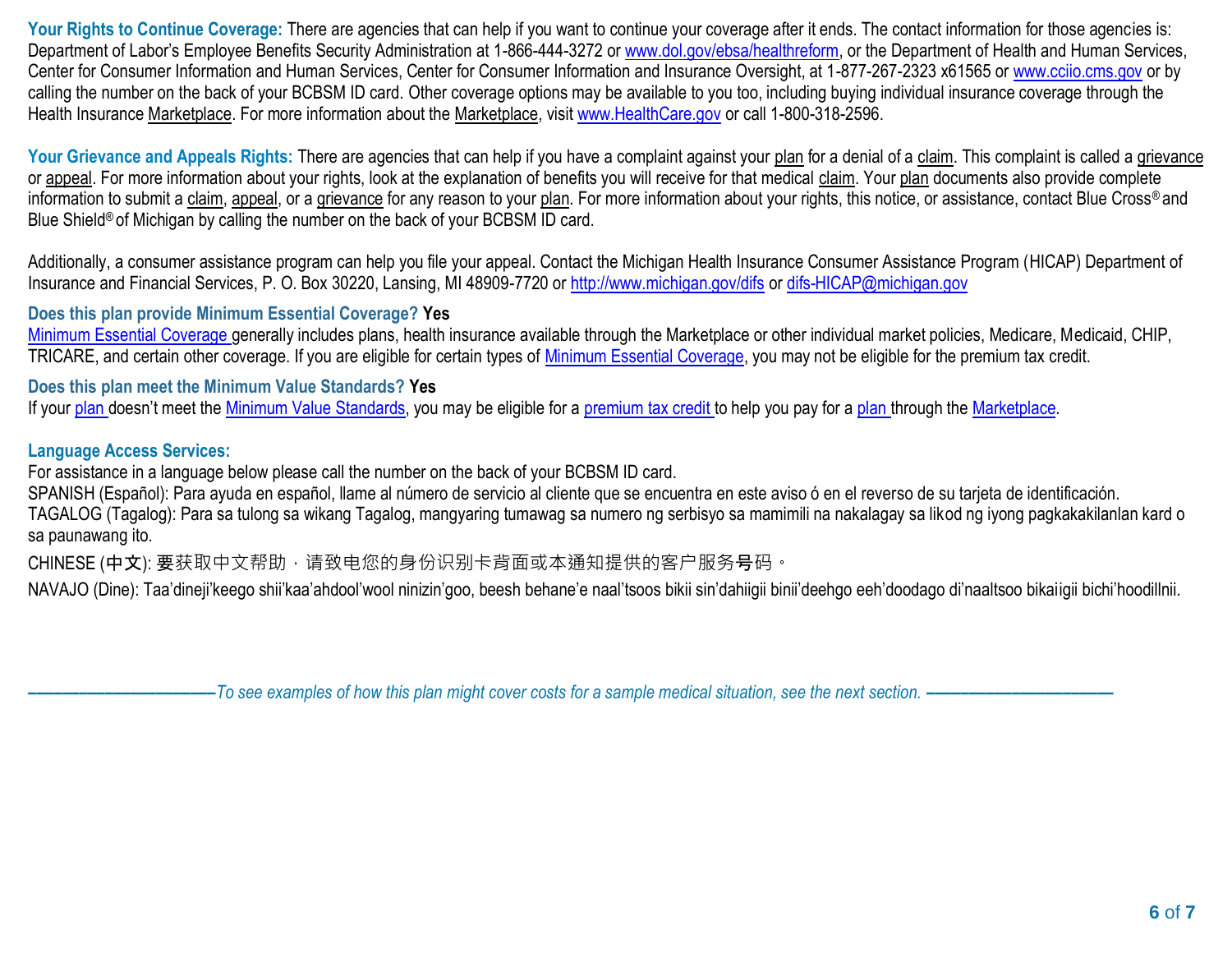**Your Rights to Continue Coverage:** There are agencies that can help if you want to continue your coverage after it ends. The contact information for those agencies is: Department of Labor's Employee Benefits Security Administration at 1-866-444-3272 or www.dol.gov/ebsa/healthreform, or the Department of Health and Human Services, Center for Consumer Information and Human Services, Center for Consumer Information and Insurance Oversight, at 1-877-267-2323 x61565 or www.cciio.cms.gov or by calling the number on the back of your BCBSM ID card. Other coverage options may be available to you too, including buying individual insurance coverage through the Health Insurance Marketplace. For more information about the Marketplace, visit www.HealthCare.gov or call 1-800-318-2596.

**Your Grievance and Appeals Rights:** There are agencies that can help if you have a complaint against your plan for a denial of a claim. This complaint is called a grievance or appeal. For more information about your rights, look at the explanation of benefits you will receive for that medical claim. Your plan documents also provide complete information to submit a claim, appeal, or a grievance for any reason to your plan. For more information about your rights, this notice, or assistance, contact Blue Cross® and Blue Shield® of Michigan by calling the number on the back of your BCBSM ID card.

Additionally, a consumer assistance program can help you file your appeal. Contact the Michigan Health Insurance Consumer Assistance Program (HICAP) Department of Insurance and Financial Services, P. O. Box 30220, Lansing, MI 48909-7720 or http://www.michigan.gov/difs or difs-HICAP@michigan.gov

**Does this plan provide Minimum Essential Coverage? Yes**

Minimum Essential Coverage generally includes plans, health insurance available through the Marketplace or other individual market policies, Medicare, Medicaid, CHIP, TRICARE, and certain other coverage. If you are eligible for certain types of Minimum Essential Coverage, you may not be eligible for the premium tax credit.

**Does this plan meet the Minimum Value Standards? Yes**

If your plan doesn't meet the Minimum Value Standards, you may be eligible for a premium tax credit to help you pay for a plan through the Marketplace.

**Language Access Services:**

For assistance in a language below please call the number on the back of your BCBSM ID card.
SPANISH (Español): Para ayuda en español, llame al número de servicio al cliente que se encuentra en este aviso ó en el reverso de su tarjeta de identificación.
TAGALOG (Tagalog): Para sa tulong sa wikang Tagalog, mangyaring tumawag sa numero ng serbisyo sa mamimili na nakalagay sa likod ng iyong pagkakakilanlan kard o sa paunawang ito.
CHINESE (中文): 要获取中文帮助，请致电您的身份识别卡背面或本通知提供的客户服务号码。
NAVAJO (Dine): Taa'dineji'keego shii'kaa'ahdool'wool ninizin'goo, beesh behane'e naal'tsoos bikii sin'dahiigii binii'deehgo eeh'doodago di'naaltsoo bikaiigii bichi'hoodillnii.

*——————————To see examples of how this plan might cover costs for a sample medical situation, see the next section. ——————————*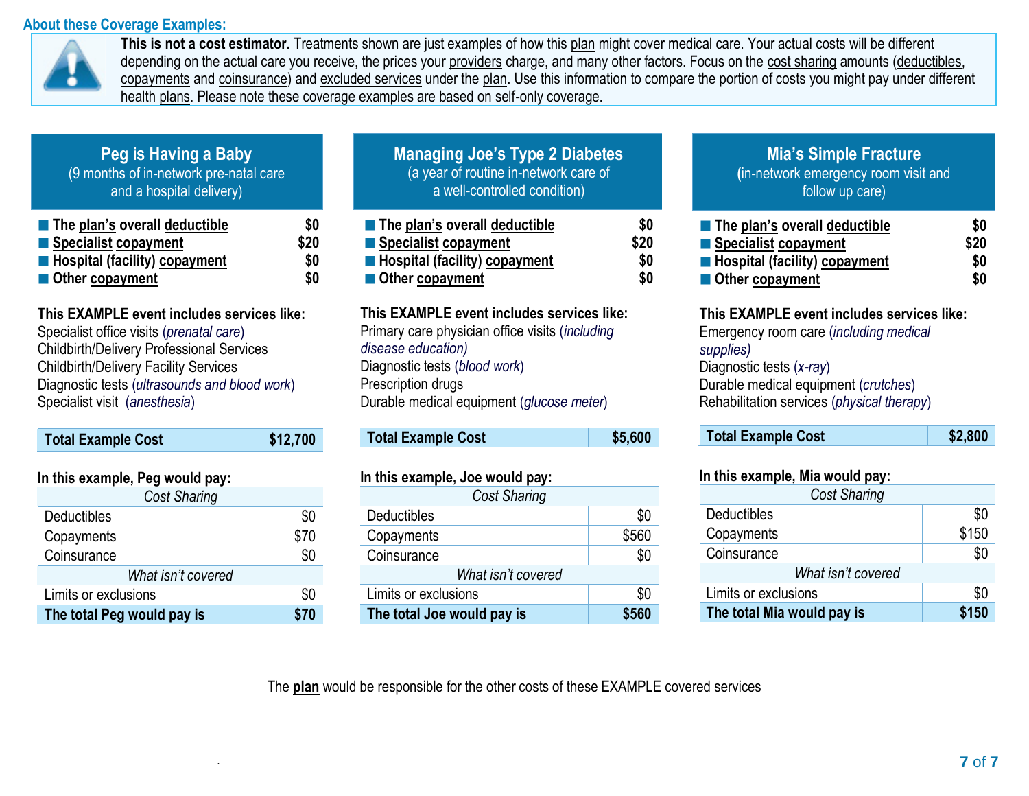## About these Coverage Examples:

**This is not a cost estimator.** Treatments shown are just examples of how this plan might cover medical care. Your actual costs will be different depending on the actual care you receive, the prices your providers charge, and many other factors. Focus on the cost sharing amounts (deductibles, copayments and coinsurance) and excluded services under the plan. Use this information to compare the portion of costs you might pay under different health plans. Please note these coverage examples are based on self-only coverage.

### Peg is Having a Baby
(9 months of in-network pre-natal care and a hospital delivery)

- **The plan's overall deductible** $0
- **Specialist copayment** $20
- **Hospital (facility) copayment** $0
- **Other copayment** $0

**This EXAMPLE event includes services like:**
Specialist office visits (*prenatal care*)
Childbirth/Delivery Professional Services
Childbirth/Delivery Facility Services
Diagnostic tests (*ultrasounds and blood work*)
Specialist visit (*anesthesia*)

| **Total Example Cost** | **$12,700** |
|---|---|

**In this example, Peg would pay:**

| | |
|---|---|
| *Cost Sharing* | |
| Deductibles | $0 |
| Copayments | $70 |
| Coinsurance | $0 |
| *What isn't covered* | |
| Limits or exclusions | $0 |
| **The total Peg would pay is** | **$70** |

### Managing Joe's Type 2 Diabetes
(a year of routine in-network care of a well-controlled condition)

- **The plan's overall deductible** $0
- **Specialist copayment** $20
- **Hospital (facility) copayment** $0
- **Other copayment** $0

**This EXAMPLE event includes services like:**
Primary care physician office visits (*including disease education*)
Diagnostic tests (*blood work*)
Prescription drugs
Durable medical equipment (*glucose meter*)

| **Total Example Cost** | **$5,600** |
|---|---|

**In this example, Joe would pay:**

| | |
|---|---|
| *Cost Sharing* | |
| Deductibles | $0 |
| Copayments | $560 |
| Coinsurance | $0 |
| *What isn't covered* | |
| Limits or exclusions | $0 |
| **The total Joe would pay is** | **$560** |

### Mia's Simple Fracture
(in-network emergency room visit and follow up care)

- **The plan's overall deductible** $0
- **Specialist copayment** $20
- **Hospital (facility) copayment** $0
- **Other copayment** $0

**This EXAMPLE event includes services like:**
Emergency room care (*including medical supplies*)
Diagnostic tests (*x-ray*)
Durable medical equipment (*crutches*)
Rehabilitation services (*physical therapy*)

| **Total Example Cost** | **$2,800** |
|---|---|

**In this example, Mia would pay:**

| | |
|---|---|
| *Cost Sharing* | |
| Deductibles | $0 |
| Copayments | $150 |
| Coinsurance | $0 |
| *What isn't covered* | |
| Limits or exclusions | $0 |
| **The total Mia would pay is** | **$150** |

The **plan** would be responsible for the other costs of these EXAMPLE covered services